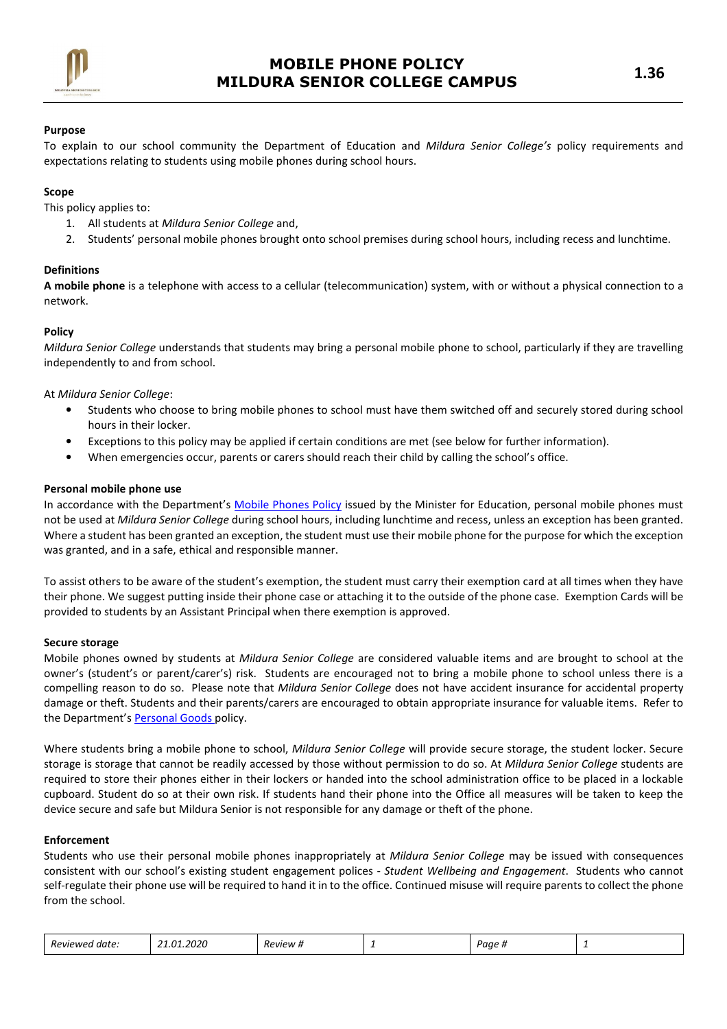# MOBILE PHONE POLICY
# MILDURA SENIOR COLLEGE CAMPUS

1.36

**Purpose**

To explain to our school community the Department of Education and *Mildura Senior College's* policy requirements and expectations relating to students using mobile phones during school hours.

**Scope**

This policy applies to:

1. All students at *Mildura Senior College* and,
2. Students' personal mobile phones brought onto school premises during school hours, including recess and lunchtime.

**Definitions**

**A mobile phone** is a telephone with access to a cellular (telecommunication) system, with or without a physical connection to a network.

**Policy**

*Mildura Senior College* understands that students may bring a personal mobile phone to school, particularly if they are travelling independently to and from school.

At *Mildura Senior College*:

- Students who choose to bring mobile phones to school must have them switched off and securely stored during school hours in their locker.
- Exceptions to this policy may be applied if certain conditions are met (see below for further information).
- When emergencies occur, parents or carers should reach their child by calling the school's office.

**Personal mobile phone use**

In accordance with the Department's Mobile Phones Policy issued by the Minister for Education, personal mobile phones must not be used at *Mildura Senior College* during school hours, including lunchtime and recess, unless an exception has been granted. Where a student has been granted an exception, the student must use their mobile phone for the purpose for which the exception was granted, and in a safe, ethical and responsible manner.

To assist others to be aware of the student's exemption, the student must carry their exemption card at all times when they have their phone. We suggest putting inside their phone case or attaching it to the outside of the phone case. Exemption Cards will be provided to students by an Assistant Principal when there exemption is approved.

**Secure storage**

Mobile phones owned by students at *Mildura Senior College* are considered valuable items and are brought to school at the owner's (student's or parent/carer's) risk. Students are encouraged not to bring a mobile phone to school unless there is a compelling reason to do so. Please note that *Mildura Senior College* does not have accident insurance for accidental property damage or theft. Students and their parents/carers are encouraged to obtain appropriate insurance for valuable items. Refer to the Department's Personal Goods policy.

Where students bring a mobile phone to school, *Mildura Senior College* will provide secure storage, the student locker. Secure storage is storage that cannot be readily accessed by those without permission to do so. At *Mildura Senior College* students are required to store their phones either in their lockers or handed into the school administration office to be placed in a lockable cupboard. Student do so at their own risk. If students hand their phone into the Office all measures will be taken to keep the device secure and safe but Mildura Senior is not responsible for any damage or theft of the phone.

**Enforcement**

Students who use their personal mobile phones inappropriately at *Mildura Senior College* may be issued with consequences consistent with our school's existing student engagement polices - *Student Wellbeing and Engagement*. Students who cannot self-regulate their phone use will be required to hand it in to the office. Continued misuse will require parents to collect the phone from the school.

| *Reviewed date:* | *21.01.2020* | *Review #* | *1* | *Page #* | *1* |
|---|---|---|---|---|---|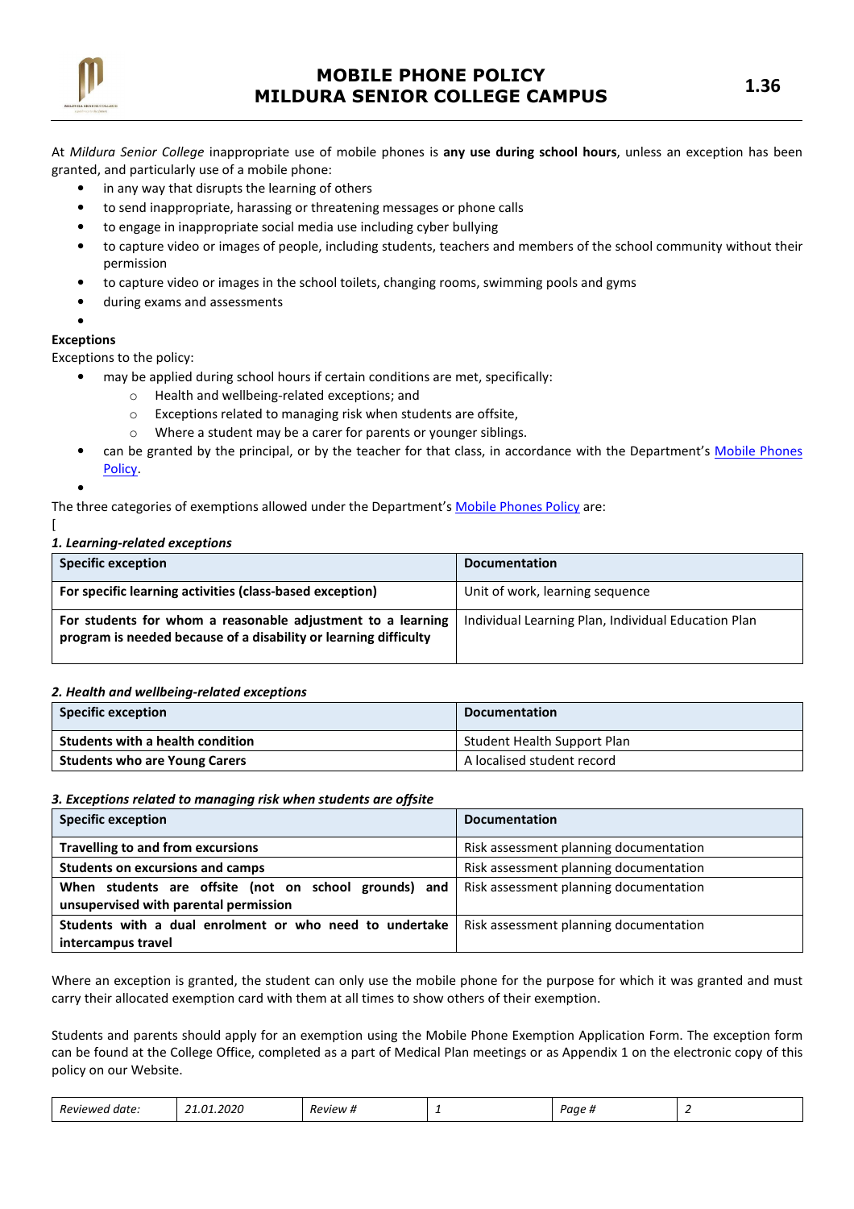At *Mildura Senior College* inappropriate use of mobile phones is **any use during school hours**, unless an exception has been granted, and particularly use of a mobile phone:

- in any way that disrupts the learning of others
- to send inappropriate, harassing or threatening messages or phone calls
- to engage in inappropriate social media use including cyber bullying
- to capture video or images of people, including students, teachers and members of the school community without their permission
- to capture video or images in the school toilets, changing rooms, swimming pools and gyms
- during exams and assessments
- 

**Exceptions**

Exceptions to the policy:

- may be applied during school hours if certain conditions are met, specifically:
  - Health and wellbeing-related exceptions; and
  - Exceptions related to managing risk when students are offsite,
  - Where a student may be a carer for parents or younger siblings.
- can be granted by the principal, or by the teacher for that class, in accordance with the Department's [Mobile Phones Policy](Mobile Phones Policy).
- 

The three categories of exemptions allowed under the Department's [Mobile Phones Policy](Mobile Phones Policy) are:

[

***1. Learning-related exceptions***

| Specific exception | Documentation |
|---|---|
| **For specific learning activities (class-based exception)** | Unit of work, learning sequence |
| **For students for whom a reasonable adjustment to a learning program is needed because of a disability or learning difficulty** | Individual Learning Plan, Individual Education Plan |

***2. Health and wellbeing-related exceptions***

| Specific exception | Documentation |
|---|---|
| **Students with a health condition** | Student Health Support Plan |
| **Students who are Young Carers** | A localised student record |

***3. Exceptions related to managing risk when students are offsite***

| Specific exception | Documentation |
|---|---|
| **Travelling to and from excursions** | Risk assessment planning documentation |
| **Students on excursions and camps** | Risk assessment planning documentation |
| **When students are offsite (not on school grounds) and unsupervised with parental permission** | Risk assessment planning documentation |
| **Students with a dual enrolment or who need to undertake intercampus travel** | Risk assessment planning documentation |

Where an exception is granted, the student can only use the mobile phone for the purpose for which it was granted and must carry their allocated exemption card with them at all times to show others of their exemption.

Students and parents should apply for an exemption using the Mobile Phone Exemption Application Form. The exception form can be found at the College Office, completed as a part of Medical Plan meetings or as Appendix 1 on the electronic copy of this policy on our Website.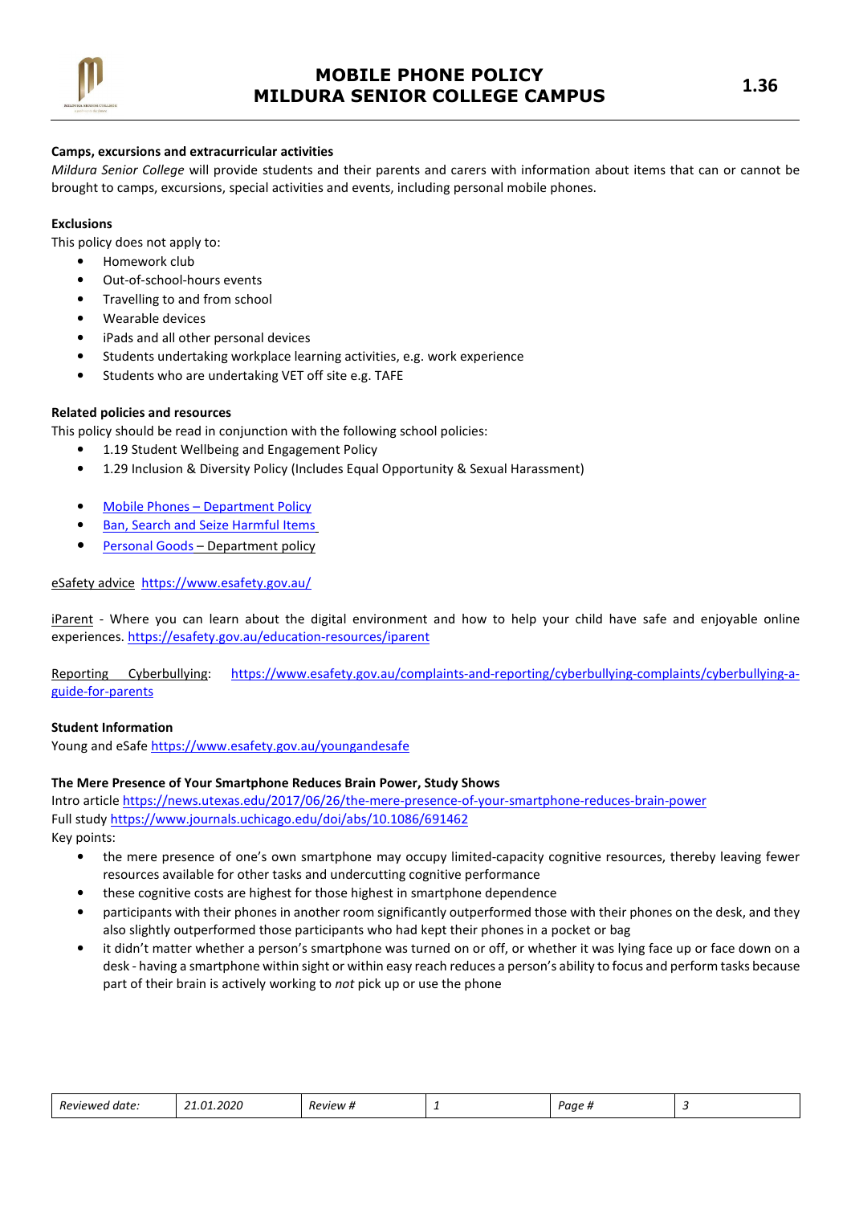**Camps, excursions and extracurricular activities**

*Mildura Senior College* will provide students and their parents and carers with information about items that can or cannot be brought to camps, excursions, special activities and events, including personal mobile phones.

**Exclusions**

This policy does not apply to:

- Homework club
- Out-of-school-hours events
- Travelling to and from school
- Wearable devices
- iPads and all other personal devices
- Students undertaking workplace learning activities, e.g. work experience
- Students who are undertaking VET off site e.g. TAFE

**Related policies and resources**

This policy should be read in conjunction with the following school policies:

- 1.19 Student Wellbeing and Engagement Policy
- 1.29 Inclusion & Diversity Policy (Includes Equal Opportunity & Sexual Harassment)

- Mobile Phones – Department Policy
- Ban, Search and Seize Harmful Items
- Personal Goods – Department policy

eSafety advice https://www.esafety.gov.au/

iParent - Where you can learn about the digital environment and how to help your child have safe and enjoyable online experiences. https://esafety.gov.au/education-resources/iparent

Reporting Cyberbullying: https://www.esafety.gov.au/complaints-and-reporting/cyberbullying-complaints/cyberbullying-a-guide-for-parents

**Student Information**

Young and eSafe https://www.esafety.gov.au/youngandesafe

**The Mere Presence of Your Smartphone Reduces Brain Power, Study Shows**

Intro article https://news.utexas.edu/2017/06/26/the-mere-presence-of-your-smartphone-reduces-brain-power
Full study https://www.journals.uchicago.edu/doi/abs/10.1086/691462
Key points:

- the mere presence of one's own smartphone may occupy limited-capacity cognitive resources, thereby leaving fewer resources available for other tasks and undercutting cognitive performance
- these cognitive costs are highest for those highest in smartphone dependence
- participants with their phones in another room significantly outperformed those with their phones on the desk, and they also slightly outperformed those participants who had kept their phones in a pocket or bag
- it didn't matter whether a person's smartphone was turned on or off, or whether it was lying face up or face down on a desk - having a smartphone within sight or within easy reach reduces a person's ability to focus and perform tasks because part of their brain is actively working to *not* pick up or use the phone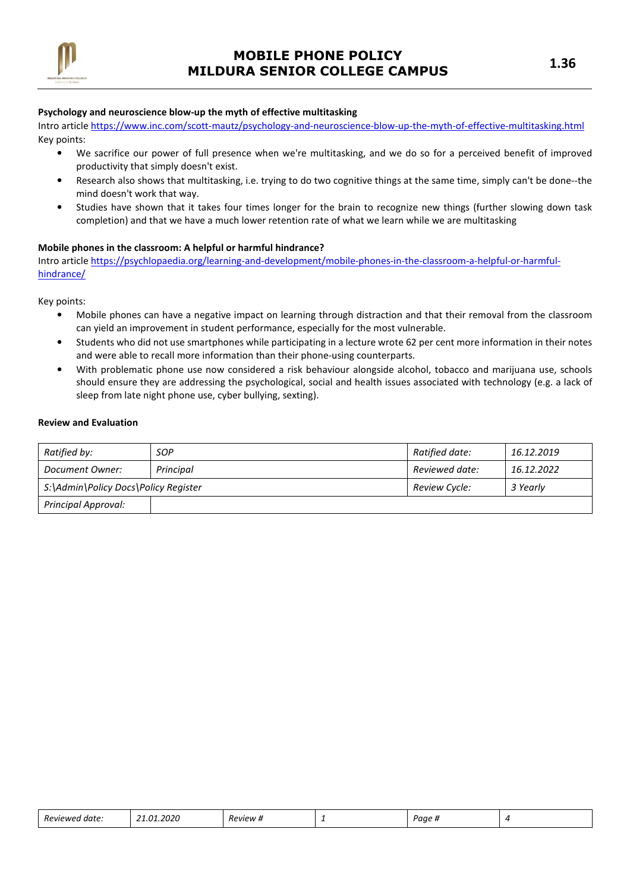**Psychology and neuroscience blow-up the myth of effective multitasking**

Intro article https://www.inc.com/scott-mautz/psychology-and-neuroscience-blow-up-the-myth-of-effective-multitasking.html

Key points:

- We sacrifice our power of full presence when we're multitasking, and we do so for a perceived benefit of improved productivity that simply doesn't exist.
- Research also shows that multitasking, i.e. trying to do two cognitive things at the same time, simply can't be done--the mind doesn't work that way.
- Studies have shown that it takes four times longer for the brain to recognize new things (further slowing down task completion) and that we have a much lower retention rate of what we learn while we are multitasking

**Mobile phones in the classroom: A helpful or harmful hindrance?**

Intro article https://psychlopaedia.org/learning-and-development/mobile-phones-in-the-classroom-a-helpful-or-harmful-hindrance/

Key points:

- Mobile phones can have a negative impact on learning through distraction and that their removal from the classroom can yield an improvement in student performance, especially for the most vulnerable.
- Students who did not use smartphones while participating in a lecture wrote 62 per cent more information in their notes and were able to recall more information than their phone-using counterparts.
- With problematic phone use now considered a risk behaviour alongside alcohol, tobacco and marijuana use, schools should ensure they are addressing the psychological, social and health issues associated with technology (e.g. a lack of sleep from late night phone use, cyber bullying, sexting).

**Review and Evaluation**

| *Ratified by:* | *SOP* | *Ratified date:* | *16.12.2019* |
|---|---|---|---|
| *Document Owner:* | *Principal* | *Reviewed date:* | *16.12.2022* |
| *S:\Admin\Policy Docs\Policy Register* | | *Review Cycle:* | *3 Yearly* |
| *Principal Approval:* | | | |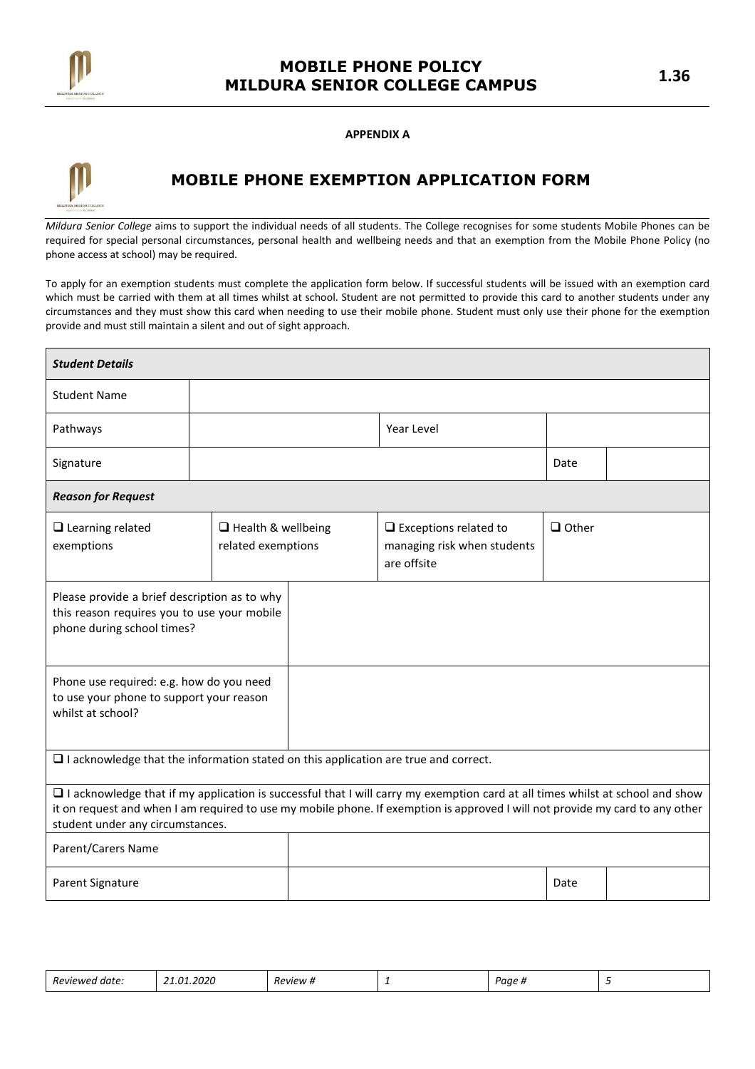**APPENDIX A**

# MOBILE PHONE EXEMPTION APPLICATION FORM

*Mildura Senior College* aims to support the individual needs of all students. The College recognises for some students Mobile Phones can be required for special personal circumstances, personal health and wellbeing needs and that an exemption from the Mobile Phone Policy (no phone access at school) may be required.

To apply for an exemption students must complete the application form below. If successful students will be issued with an exemption card which must be carried with them at all times whilst at school. Student are not permitted to provide this card to another students under any circumstances and they must show this card when needing to use their mobile phone. Student must only use their phone for the exemption provide and must still maintain a silent and out of sight approach.

| ***Student Details*** | | | |
|---|---|---|---|
| Student Name | | | |
| Pathways | | Year Level | |
| Signature | | Date | |

| ***Reason for Request*** | | | |
|---|---|---|---|
| ❑ Learning related exemptions | ❑ Health & wellbeing related exemptions | ❑ Exceptions related to managing risk when students are offsite | ❑ Other |

| | |
|---|---|
| Please provide a brief description as to why this reason requires you to use your mobile phone during school times? | |
| Phone use required: e.g. how do you need to use your phone to support your reason whilst at school? | |

❑ I acknowledge that the information stated on this application are true and correct.

❑ I acknowledge that if my application is successful that I will carry my exemption card at all times whilst at school and show it on request and when I am required to use my mobile phone. If exemption is approved I will not provide my card to any other student under any circumstances.

| | | | |
|---|---|---|---|
| Parent/Carers Name | | | |
| Parent Signature | | Date | |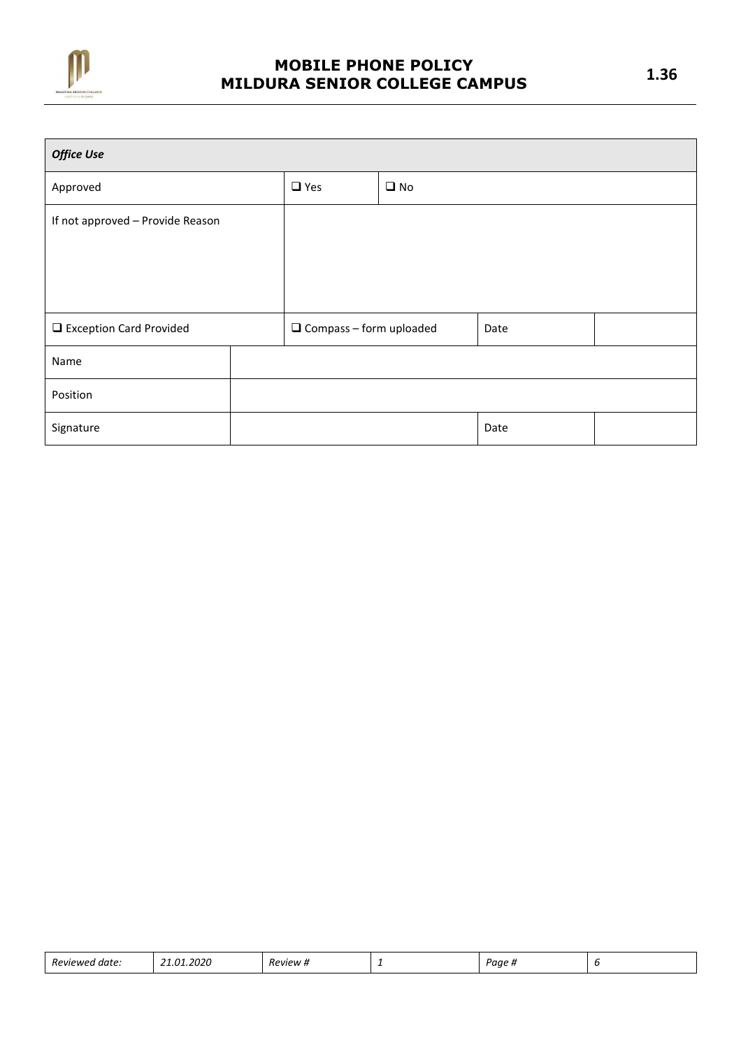| *Office Use* | | | | | |
|---|---|---|---|---|---|
| Approved | | ❑ Yes | ❑ No | | |
| If not approved – Provide Reason | | | | | |
| ❑ Exception Card Provided | | ❑ Compass – form uploaded | | Date | |
| Name | | | | | |
| Position | | | | | |
| Signature | | | | Date | |